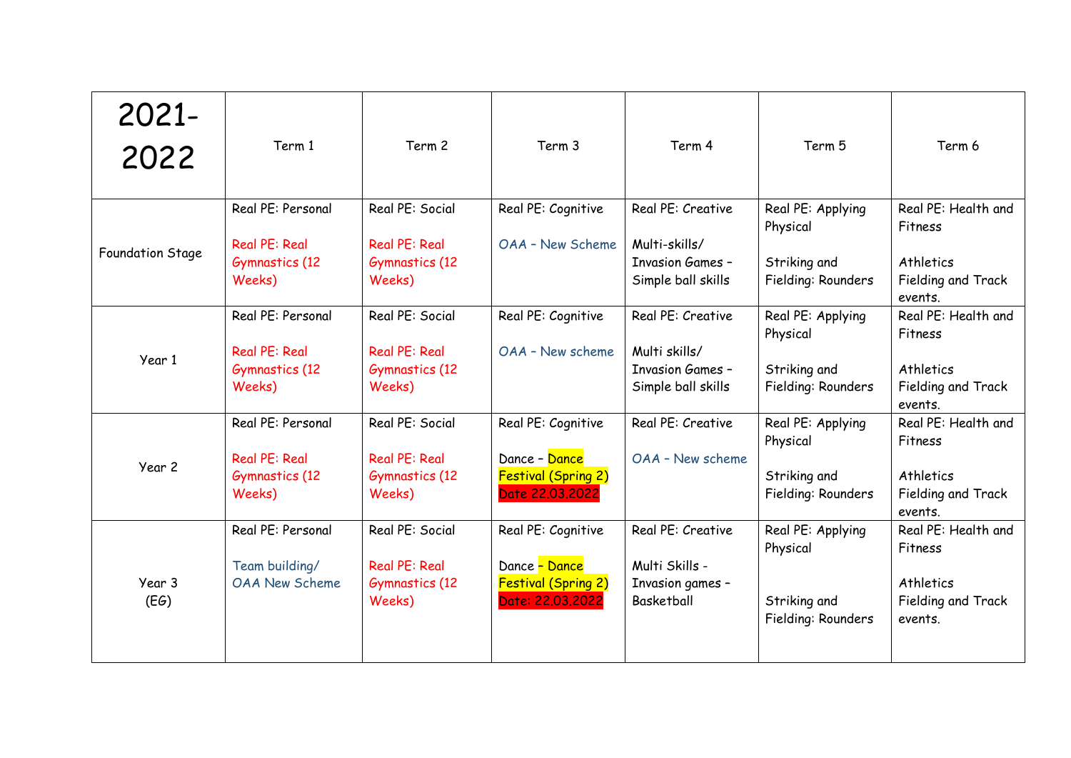| 2021-2022 | Term 1 | Term 2 | Term 3 | Term 4 | Term 5 | Term 6 |
|---|---|---|---|---|---|---|
| Foundation Stage | Real PE: Personal<br><br>Real PE: Real Gymnastics (12 Weeks) | Real PE: Social<br><br>Real PE: Real Gymnastics (12 Weeks) | Real PE: Cognitive<br><br>OAA – New Scheme | Real PE: Creative<br><br>Multi-skills/ Invasion Games – Simple ball skills | Real PE: Applying Physical<br><br>Striking and Fielding: Rounders | Real PE: Health and Fitness<br><br>Athletics Fielding and Track events. |
| Year 1 | Real PE: Personal<br><br>Real PE: Real Gymnastics (12 Weeks) | Real PE: Social<br><br>Real PE: Real Gymnastics (12 Weeks) | Real PE: Cognitive<br><br>OAA – New scheme | Real PE: Creative<br><br>Multi skills/ Invasion Games – Simple ball skills | Real PE: Applying Physical<br><br>Striking and Fielding: Rounders | Real PE: Health and Fitness<br><br>Athletics Fielding and Track events. |
| Year 2 | Real PE: Personal<br><br>Real PE: Real Gymnastics (12 Weeks) | Real PE: Social<br><br>Real PE: Real Gymnastics (12 Weeks) | Real PE: Cognitive<br><br>Dance – Dance Festival (Spring 2) Date 22.03.2022 | Real PE: Creative<br><br>OAA – New scheme | Real PE: Applying Physical<br><br>Striking and Fielding: Rounders | Real PE: Health and Fitness<br><br>Athletics Fielding and Track events. |
| Year 3 (EG) | Real PE: Personal<br><br>Team building/ OAA New Scheme | Real PE: Social<br><br>Real PE: Real Gymnastics (12 Weeks) | Real PE: Cognitive<br><br>Dance – Dance Festival (Spring 2) Date: 22.03.2022 | Real PE: Creative<br><br>Multi Skills - Invasion games – Basketball | Real PE: Applying Physical<br><br>Striking and Fielding: Rounders | Real PE: Health and Fitness<br><br>Athletics Fielding and Track events. |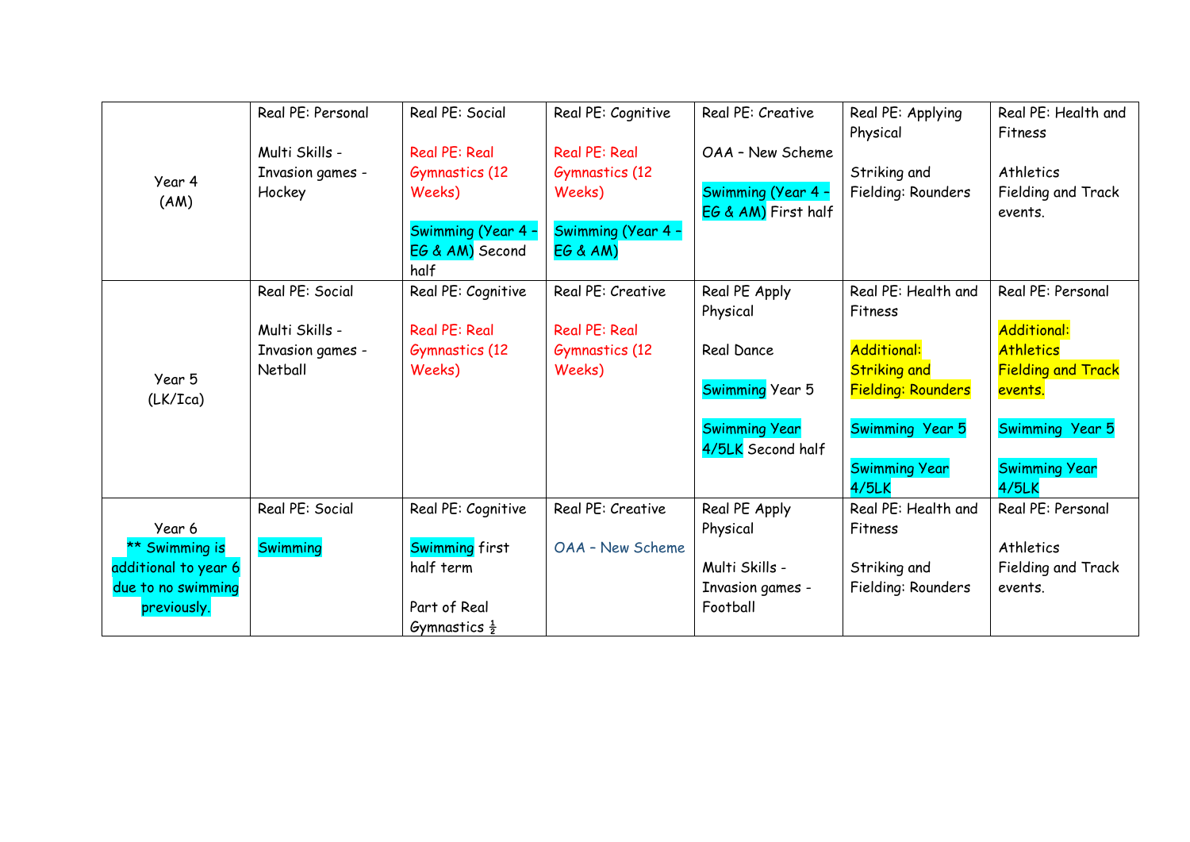| | | | | | | |
|---|---|---|---|---|---|---|
| Year 4 (AM) | Real PE: Personal<br><br>Multi Skills - Invasion games - Hockey | Real PE: Social<br><br>Real PE: Real Gymnastics (12 Weeks)<br><br>Swimming (Year 4 – EG & AM) Second half | Real PE: Cognitive<br><br>Real PE: Real Gymnastics (12 Weeks)<br><br>Swimming (Year 4 – EG & AM) | Real PE: Creative<br><br>OAA – New Scheme<br><br>Swimming (Year 4 – EG & AM) First half | Real PE: Applying Physical<br><br>Striking and Fielding: Rounders | Real PE: Health and Fitness<br><br>Athletics Fielding and Track events. |
| Year 5 (LK/Ica) | Real PE: Social<br><br>Multi Skills - Invasion games - Netball | Real PE: Cognitive<br><br>Real PE: Real Gymnastics (12 Weeks) | Real PE: Creative<br><br>Real PE: Real Gymnastics (12 Weeks) | Real PE Apply Physical<br><br>Real Dance<br><br>Swimming Year 5<br><br>Swimming Year 4/5LK Second half | Real PE: Health and Fitness<br><br>Additional: Striking and Fielding: Rounders<br><br>Swimming Year 5<br><br>Swimming Year 4/5LK | Real PE: Personal<br><br>Additional: Athletics Fielding and Track events.<br><br>Swimming Year 5<br><br>Swimming Year 4/5LK |
| Year 6<br>** Swimming is additional to year 6 due to no swimming previously. | Real PE: Social<br><br>Swimming | Real PE: Cognitive<br><br>Swimming first half term<br><br>Part of Real Gymnastics ½ | Real PE: Creative<br><br>OAA – New Scheme | Real PE Apply Physical<br><br>Multi Skills - Invasion games - Football | Real PE: Health and Fitness<br><br>Striking and Fielding: Rounders | Real PE: Personal<br><br>Athletics Fielding and Track events. |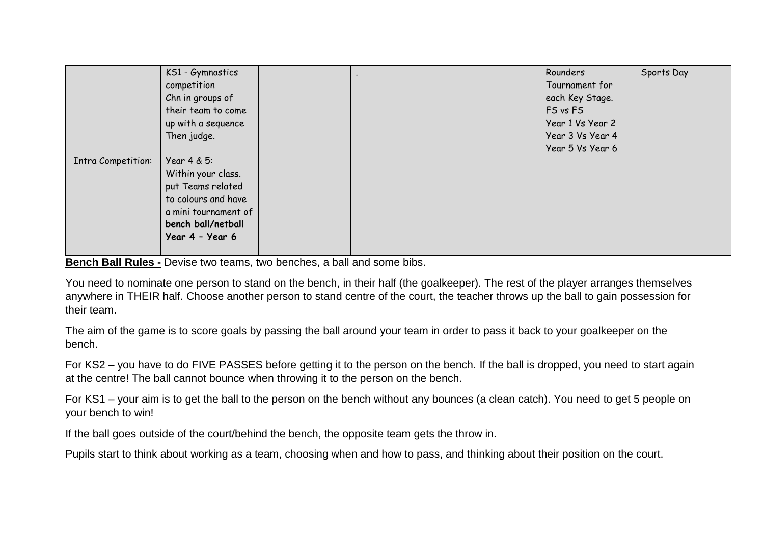| Intra Competition: | KS1 - Gymnastics competition Chn in groups of their team to come up with a sequence Then judge.<br><br>Year 4 & 5: Within your class. put Teams related to colours and have a mini tournament of **bench ball/netball** **Year 4 – Year 6** | | . | | Rounders Tournament for each Key Stage. FS vs FS Year 1 Vs Year 2 Year 3 Vs Year 4 Year 5 Vs Year 6 | Sports Day |
|---|---|---|---|---|---|---|

**<u>Bench Ball Rules -</u>** Devise two teams, two benches, a ball and some bibs.

You need to nominate one person to stand on the bench, in their half (the goalkeeper). The rest of the player arranges themselves anywhere in THEIR half. Choose another person to stand centre of the court, the teacher throws up the ball to gain possession for their team.

The aim of the game is to score goals by passing the ball around your team in order to pass it back to your goalkeeper on the bench.

For KS2 – you have to do FIVE PASSES before getting it to the person on the bench. If the ball is dropped, you need to start again at the centre! The ball cannot bounce when throwing it to the person on the bench.

For KS1 – your aim is to get the ball to the person on the bench without any bounces (a clean catch). You need to get 5 people on your bench to win!

If the ball goes outside of the court/behind the bench, the opposite team gets the throw in.

Pupils start to think about working as a team, choosing when and how to pass, and thinking about their position on the court.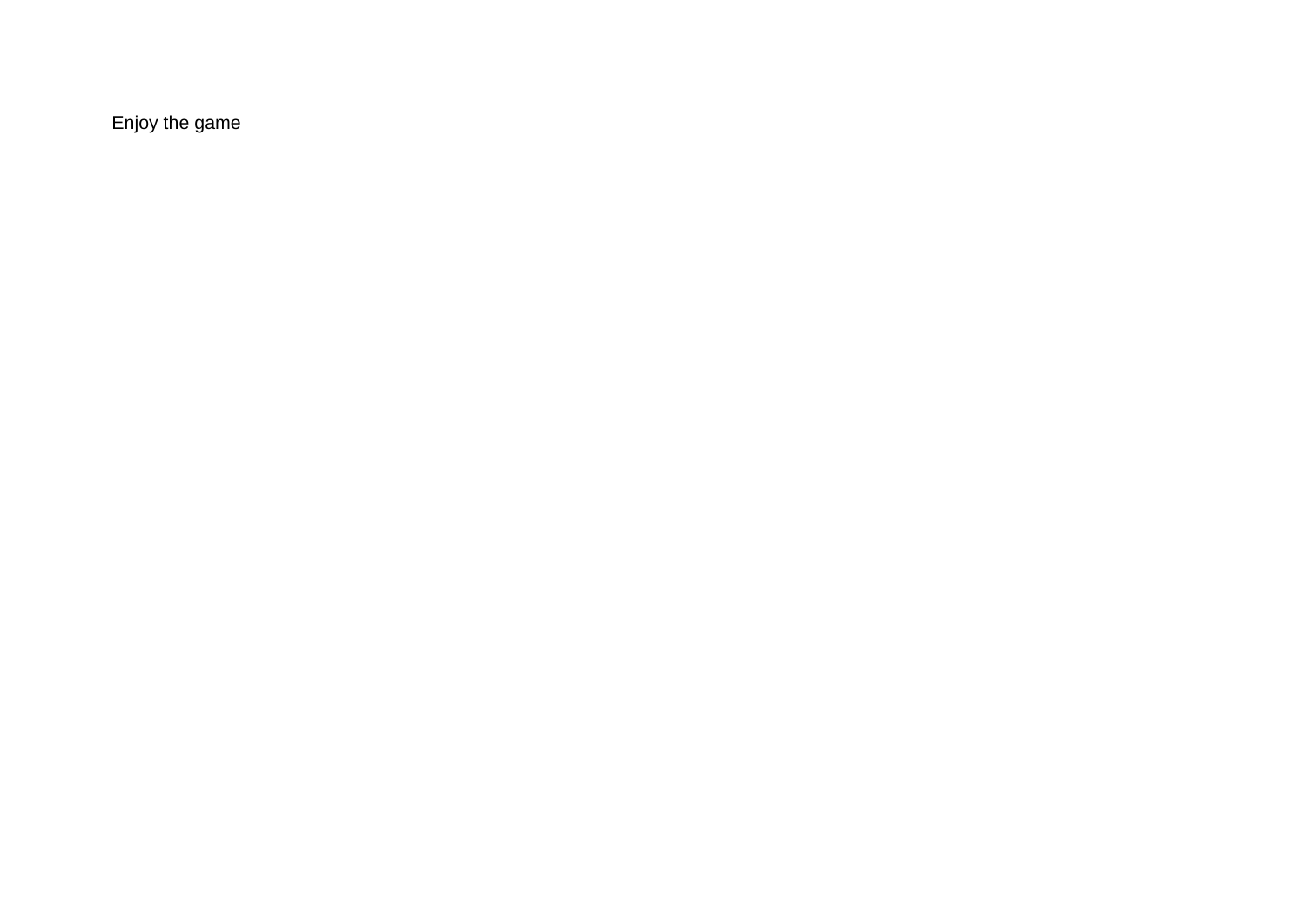Enjoy the game